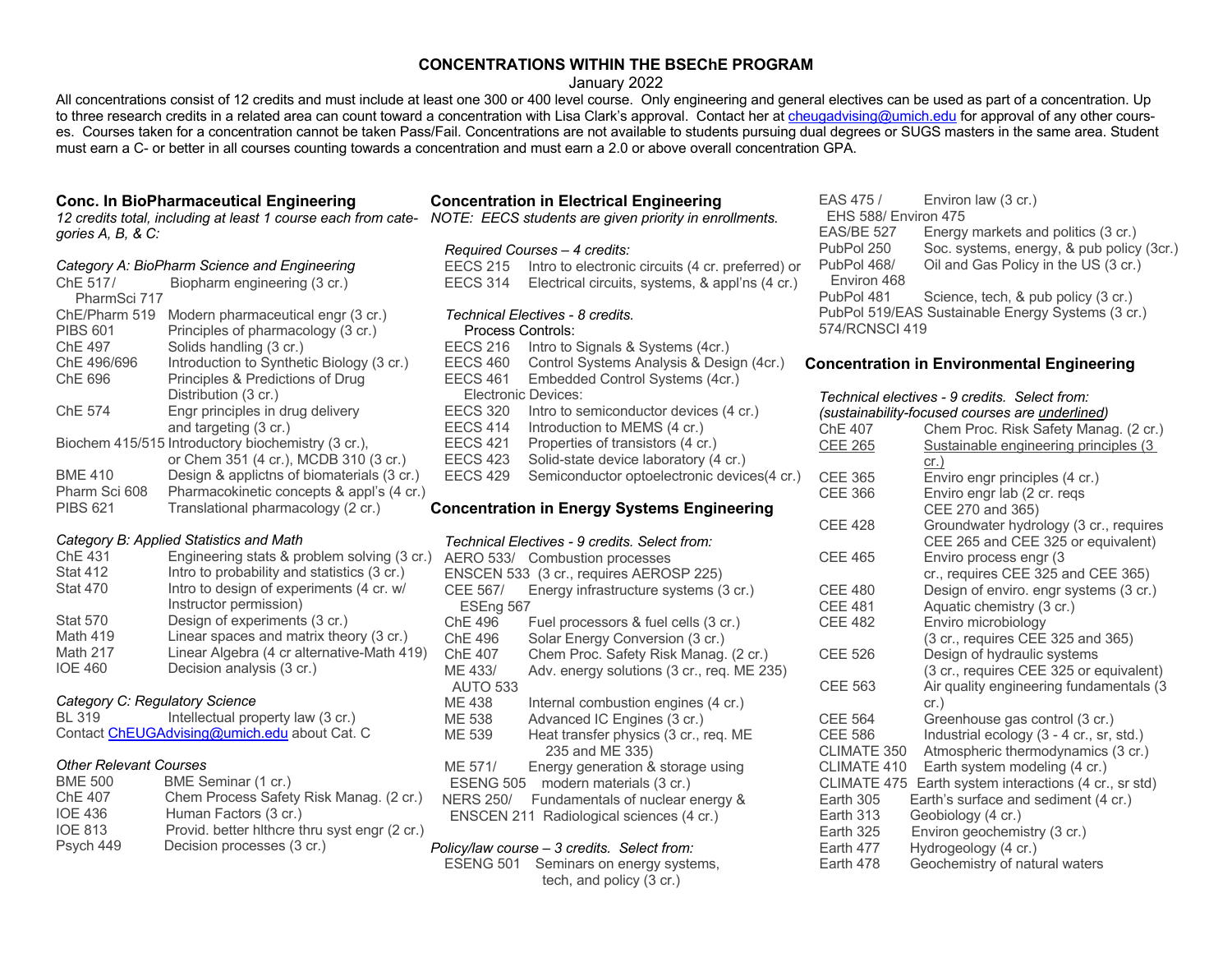# CONCENTRATIONS WITHIN THE BSEChE PROGRAM

January 2022

All concentrations consist of 12 credits and must include at least one 300 or 400 level course. Only engineering and general electives can be used as part of a concentration. Up to three research credits in a related area can count toward a concentration with Lisa Clark's approval. Contact her at cheugadvising@umich.edu for approval of any other courses. Courses taken for a concentration cannot be taken Pass/Fail. Concentrations are not available to students pursuing dual degrees or SUGS masters in the same area. Student must earn a C- or better in all courses counting towards a concentration and must earn a 2.0 or above overall concentration GPA.

## Conc. In BioPharmaceutical Engineering

*12 credits total, including at least 1 course each from categories A, B, & C:*

*Category A: BioPharm Science and Engineering*

| | |
|---|---|
| ChE 517/ PharmSci 717 | Biopharm engineering (3 cr.) |
| ChE/Pharm 519 | Modern pharmaceutical engr (3 cr.) |
| PIBS 601 | Principles of pharmacology (3 cr.) |
| ChE 497 | Solids handling (3 cr.) |
| ChE 496/696 | Introduction to Synthetic Biology (3 cr.) |
| ChE 696 | Principles & Predictions of Drug Distribution (3 cr.) |
| ChE 574 | Engr principles in drug delivery and targeting (3 cr.) |
| Biochem 415/515 | Introductory biochemistry (3 cr.), or Chem 351 (4 cr.), MCDB 310 (3 cr.) |
| BME 410 | Design & applictns of biomaterials (3 cr.) |
| Pharm Sci 608 | Pharmacokinetic concepts & appl's (4 cr.) |
| PIBS 621 | Translational pharmacology (2 cr.) |

*Category B: Applied Statistics and Math*

| | |
|---|---|
| ChE 431 | Engineering stats & problem solving (3 cr.) |
| Stat 412 | Intro to probability and statistics (3 cr.) |
| Stat 470 | Intro to design of experiments (4 cr. w/ Instructor permission) |
| Stat 570 | Design of experiments (3 cr.) |
| Math 419 | Linear spaces and matrix theory (3 cr.) |
| Math 217 | Linear Algebra (4 cr alternative-Math 419) |
| IOE 460 | Decision analysis (3 cr.) |

*Category C: Regulatory Science*

| | |
|---|---|
| BL 319 | Intellectual property law (3 cr.) |

Contact ChEUGAdvising@umich.edu about Cat. C

*Other Relevant Courses*

| | |
|---|---|
| BME 500 | BME Seminar (1 cr.) |
| ChE 407 | Chem Process Safety Risk Manag. (2 cr.) |
| IOE 436 | Human Factors (3 cr.) |
| IOE 813 | Provid. better hlthcre thru syst engr (2 cr.) |
| Psych 449 | Decision processes (3 cr.) |

## Concentration in Electrical Engineering

*NOTE: EECS students are given priority in enrollments.*

*Required Courses – 4 credits:*

| | |
|---|---|
| EECS 215 | Intro to electronic circuits (4 cr. preferred) or |
| EECS 314 | Electrical circuits, systems, & appl'ns (4 cr.) |

*Technical Electives - 8 credits.*

Process Controls:

| | |
|---|---|
| EECS 216 | Intro to Signals & Systems (4cr.) |
| EECS 460 | Control Systems Analysis & Design (4cr.) |
| EECS 461 | Embedded Control Systems (4cr.) |

Electronic Devices:

| | |
|---|---|
| EECS 320 | Intro to semiconductor devices (4 cr.) |
| EECS 414 | Introduction to MEMS (4 cr.) |
| EECS 421 | Properties of transistors (4 cr.) |
| EECS 423 | Solid-state device laboratory (4 cr.) |
| EECS 429 | Semiconductor optoelectronic devices(4 cr.) |

## Concentration in Energy Systems Engineering

*Technical Electives - 9 credits. Select from:*

| | |
|---|---|
| AERO 533/ ENSCEN 533 | Combustion processes (3 cr., requires AEROSP 225) |
| CEE 567/ ESEng 567 | Energy infrastructure systems (3 cr.) |
| ChE 496 | Fuel processors & fuel cells (3 cr.) |
| ChE 496 | Solar Energy Conversion (3 cr.) |
| ChE 407 | Chem Proc. Safety Risk Manag. (2 cr.) |
| ME 433/ AUTO 533 | Adv. energy solutions (3 cr., req. ME 235) |
| ME 438 | Internal combustion engines (4 cr.) |
| ME 538 | Advanced IC Engines (3 cr.) |
| ME 539 | Heat transfer physics (3 cr., req. ME 235 and ME 335) |
| ME 571/ ESENG 505 | Energy generation & storage using modern materials (3 cr.) |
| NERS 250/ ENSCEN 211 | Fundamentals of nuclear energy & Radiological sciences (4 cr.) |

*Policy/law course – 3 credits. Select from:*

| | |
|---|---|
| ESENG 501 | Seminars on energy systems, tech, and policy (3 cr.) |
| EAS 475 / EHS 588/ Environ 475 | Environ law (3 cr.) |
| EAS/BE 527 | Energy markets and politics (3 cr.) |
| PubPol 250 | Soc. systems, energy, & pub policy (3cr.) |
| PubPol 468/ Environ 468 | Oil and Gas Policy in the US (3 cr.) |
| PubPol 481 | Science, tech, & pub policy (3 cr.) |
| PubPol 519/EAS 574/RCNSCI 419 | Sustainable Energy Systems (3 cr.) |

## Concentration in Environmental Engineering

*Technical electives - 9 credits. Select from:*
*(sustainability-focused courses are* <u>underlined</u>*)*

| | |
|---|---|
| ChE 407 | Chem Proc. Risk Safety Manag. (2 cr.) |
| <u>CEE 265</u> | <u>Sustainable engineering principles (3 cr.)</u> |
| CEE 365 | Enviro engr principles (4 cr.) |
| CEE 366 | Enviro engr lab (2 cr. reqs CEE 270 and 365) |
| CEE 428 | Groundwater hydrology (3 cr., requires CEE 265 and CEE 325 or equivalent) |
| CEE 465 | Enviro process engr (3 cr., requires CEE 325 and CEE 365) |
| CEE 480 | Design of enviro. engr systems (3 cr.) |
| CEE 481 | Aquatic chemistry (3 cr.) |
| CEE 482 | Enviro microbiology (3 cr., requires CEE 325 and 365) |
| CEE 526 | Design of hydraulic systems (3 cr., requires CEE 325 or equivalent) |
| CEE 563 | Air quality engineering fundamentals (3 cr.) |
| CEE 564 | Greenhouse gas control (3 cr.) |
| CEE 586 | Industrial ecology (3 - 4 cr., sr, std.) |
| CLIMATE 350 | Atmospheric thermodynamics (3 cr.) |
| CLIMATE 410 | Earth system modeling (4 cr.) |
| CLIMATE 475 | Earth system interactions (4 cr., sr std) |
| Earth 305 | Earth's surface and sediment (4 cr.) |
| Earth 313 | Geobiology (4 cr.) |
| Earth 325 | Environ geochemistry (3 cr.) |
| Earth 477 | Hydrogeology (4 cr.) |
| Earth 478 | Geochemistry of natural waters |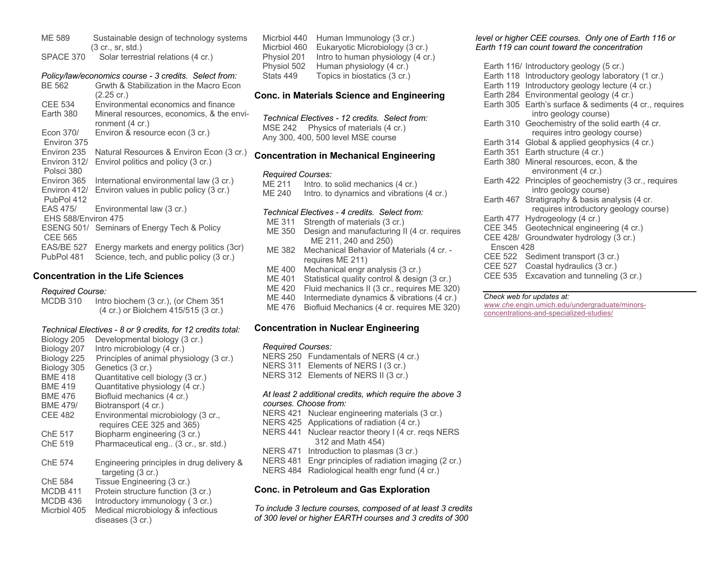| | |
|---|---|
| ME 589 | Sustainable design of technology systems (3 cr., sr, std.) |
| SPACE 370 | Solar terrestrial relations (4 cr.) |

*Policy/law/economics course - 3 credits. Select from:*

| | |
|---|---|
| BE 562 | Grwth & Stabilization in the Macro Econ (2.25 cr.) |
| CEE 534 | Environmental economics and finance |
| Earth 380 | Mineral resources, economics, & the environment (4 cr.) |
| Econ 370/ Environ 375 | Environ & resource econ (3 cr.) |
| Environ 235 | Natural Resources & Environ Econ (3 cr.) |
| Environ 312/ Polsci 380 | Envirol politics and policy (3 cr.) |
| Environ 365 | International environmental law (3 cr.) |
| Environ 412/ PubPol 412 | Environ values in public policy (3 cr.) |
| EAS 475/ EHS 588/Environ 475 | Environmental law (3 cr.) |
| ESENG 501/ CEE 565 | Seminars of Energy Tech & Policy |
| EAS/BE 527 | Energy markets and energy politics (3cr) |
| PubPol 481 | Science, tech, and public policy (3 cr.) |

## Concentration in the Life Sciences

*Required Course:*

| | |
|---|---|
| MCDB 310 | Intro biochem (3 cr.), (or Chem 351 (4 cr.) or Biolchem 415/515 (3 cr.) |

*Technical Electives - 8 or 9 credits, for 12 credits total:*

| | |
|---|---|
| Biology 205 | Developmental biology (3 cr.) |
| Biology 207 | Intro microbiology (4 cr.) |
| Biology 225 | Principles of animal physiology (3 cr.) |
| Biology 305 | Genetics (3 cr.) |
| BME 418 | Quantitative cell biology (3 cr.) |
| BME 419 | Quantitative physiology (4 cr.) |
| BME 476 | Biofluid mechanics (4 cr.) |
| BME 479/ | Biotransport (4 cr.) |
| CEE 482 | Environmental microbiology (3 cr., requires CEE 325 and 365) |
| ChE 517 | Biopharm engineering (3 cr.) |
| ChE 519 | Pharmaceutical eng.. (3 cr., sr. std.) |
| ChE 574 | Engineering principles in drug delivery & targeting (3 cr.) |
| ChE 584 | Tissue Engineering (3 cr.) |
| MCDB 411 | Protein structure function (3 cr.) |
| MCDB 436 | Introductory immunology ( 3 cr.) |
| Micrbiol 405 | Medical microbiology & infectious diseases (3 cr.) |
| Micrbiol 440 | Human Immunology (3 cr.) |
| Micrbiol 460 | Eukaryotic Microbiology (3 cr.) |
| Physiol 201 | Intro to human physiology (4 cr.) |
| Physiol 502 | Human physiology (4 cr.) |
| Stats 449 | Topics in biostatics (3 cr.) |

## Conc. in Materials Science and Engineering

*Technical Electives - 12 credits. Select from:*

MSE 242 Physics of materials (4 cr.)
Any 300, 400, 500 level MSE course

## Concentration in Mechanical Engineering

*Required Courses:*

| | |
|---|---|
| ME 211 | Intro. to solid mechanics (4 cr.) |
| ME 240 | Intro. to dynamics and vibrations (4 cr.) |

*Technical Electives - 4 credits. Select from:*

| | |
|---|---|
| ME 311 | Strength of materials (3 cr.) |
| ME 350 | Design and manufacturing II (4 cr. requires ME 211, 240 and 250) |
| ME 382 | Mechanical Behavior of Materials (4 cr. - requires ME 211) |
| ME 400 | Mechanical engr analysis (3 cr.) |
| ME 401 | Statistical quality control & design (3 cr.) |
| ME 420 | Fluid mechanics II (3 cr., requires ME 320) |
| ME 440 | Intermediate dynamics & vibrations (4 cr.) |
| ME 476 | Biofluid Mechanics (4 cr. requires ME 320) |

## Concentration in Nuclear Engineering

*Required Courses:*

| | |
|---|---|
| NERS 250 | Fundamentals of NERS (4 cr.) |
| NERS 311 | Elements of NERS I (3 cr.) |
| NERS 312 | Elements of NERS II (3 cr.) |

*At least 2 additional credits, which require the above 3 courses. Choose from:*

| | |
|---|---|
| NERS 421 | Nuclear engineering materials (3 cr.) |
| NERS 425 | Applications of radiation (4 cr.) |
| NERS 441 | Nuclear reactor theory I (4 cr. reqs NERS 312 and Math 454) |
| NERS 471 | Introduction to plasmas (3 cr.) |
| NERS 481 | Engr principles of radiation imaging (2 cr.) |
| NERS 484 | Radiological health engr fund (4 cr.) |

## Conc. in Petroleum and Gas Exploration

*To include 3 lecture courses, composed of at least 3 credits of 300 level or higher EARTH courses and 3 credits of 300 level or higher CEE courses. Only one of Earth 116 or Earth 119 can count toward the concentration*

| | |
|---|---|
| Earth 116/ | Introductory geology (5 cr.) |
| Earth 118 | Introductory geology laboratory (1 cr.) |
| Earth 119 | Introductory geology lecture (4 cr.) |
| Earth 284 | Environmental geology (4 cr.) |
| Earth 305 | Earth's surface & sediments (4 cr., requires intro geology course) |
| Earth 310 | Geochemistry of the solid earth (4 cr. requires intro geology course) |
| Earth 314 | Global & applied geophysics (4 cr.) |
| Earth 351 | Earth structure (4 cr.) |
| Earth 380 | Mineral resources, econ, & the environment (4 cr.) |
| Earth 422 | Principles of geochemistry (3 cr., requires intro geology course) |
| Earth 467 | Stratigraphy & basis analysis (4 cr. requires introductory geology course) |
| Earth 477 | Hydrogeology (4 cr.) |
| CEE 345 | Geotechnical engineering (4 cr.) |
| CEE 428/ Enscen 428 | Groundwater hydrology (3 cr.) |
| CEE 522 | Sediment transport (3 cr.) |
| CEE 527 | Coastal hydraulics (3 cr.) |
| CEE 535 | Excavation and tunneling (3 cr.) |

---

*Check web for updates at:*
*www.che.*engin.umich.edu/undergraduate/minors-concentrations-and-specialized-studies/